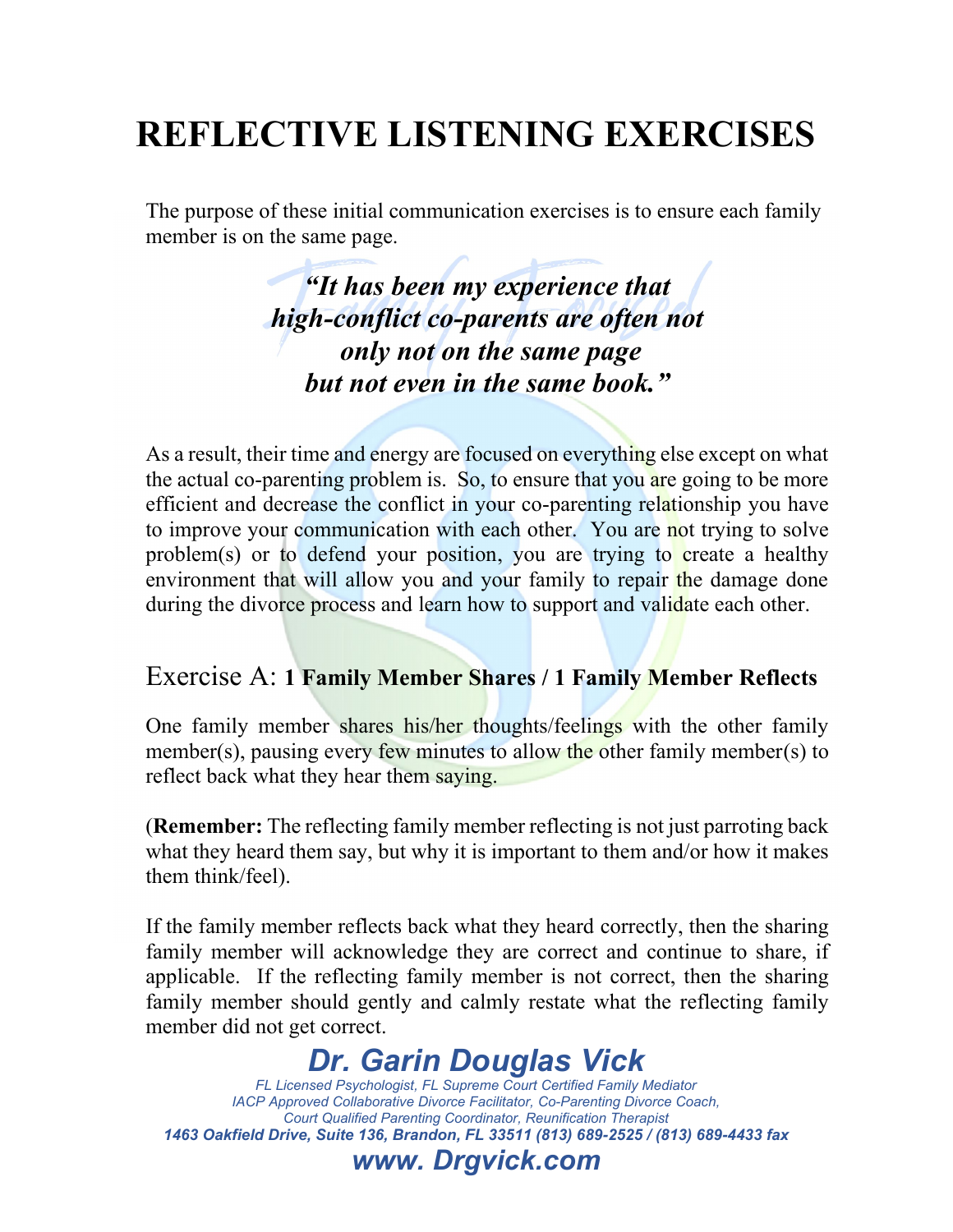# REFLECTIVE LISTENING EXERCISES

The purpose of these initial communication exercises is to ensure each family member is on the same page.

> ***"It has been my experience that high-conflict co-parents are often not only not on the same page but not even in the same book."***

As a result, their time and energy are focused on everything else except on what the actual co-parenting problem is. So, to ensure that you are going to be more efficient and decrease the conflict in your co-parenting relationship you have to improve your communication with each other. You are not trying to solve problem(s) or to defend your position, you are trying to create a healthy environment that will allow you and your family to repair the damage done during the divorce process and learn how to support and validate each other.

## Exercise A: **1 Family Member Shares / 1 Family Member Reflects**

One family member shares his/her thoughts/feelings with the other family member(s), pausing every few minutes to allow the other family member(s) to reflect back what they hear them saying.

(**Remember:** The reflecting family member reflecting is not just parroting back what they heard them say, but why it is important to them and/or how it makes them think/feel).

If the family member reflects back what they heard correctly, then the sharing family member will acknowledge they are correct and continue to share, if applicable. If the reflecting family member is not correct, then the sharing family member should gently and calmly restate what the reflecting family member did not get correct.

**Dr. Garin Douglas Vick**

*FL Licensed Psychologist, FL Supreme Court Certified Family Mediator*
*IACP Approved Collaborative Divorce Facilitator, Co-Parenting Divorce Coach,*
*Court Qualified Parenting Coordinator, Reunification Therapist*
***1463 Oakfield Drive, Suite 136, Brandon, FL 33511 (813) 689-2525 / (813) 689-4433 fax***

***www. Drgvick.com***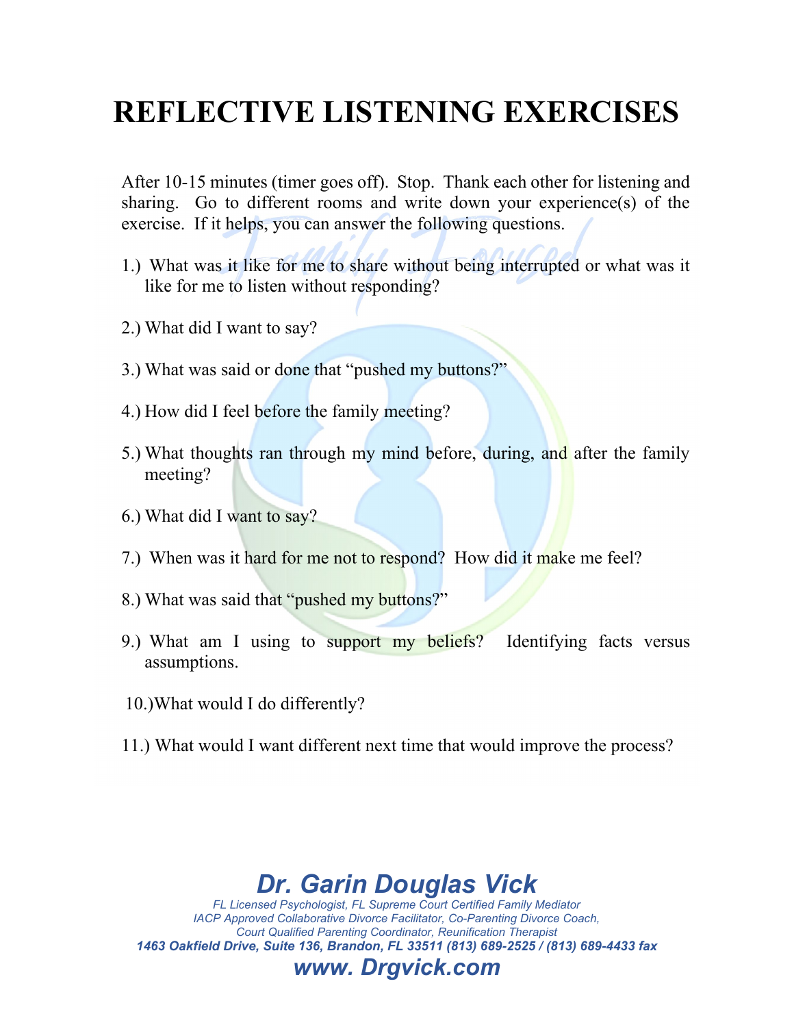# REFLECTIVE LISTENING EXERCISES

After 10-15 minutes (timer goes off). Stop. Thank each other for listening and sharing. Go to different rooms and write down your experience(s) of the exercise. If it helps, you can answer the following questions.

1.) What was it like for me to share without being interrupted or what was it like for me to listen without responding?

2.) What did I want to say?

3.) What was said or done that "pushed my buttons?"

4.) How did I feel before the family meeting?

5.) What thoughts ran through my mind before, during, and after the family meeting?

6.) What did I want to say?

7.) When was it hard for me not to respond? How did it make me feel?

8.) What was said that "pushed my buttons?"

9.) What am I using to support my beliefs? Identifying facts versus assumptions.

10.) What would I do differently?

11.) What would I want different next time that would improve the process?

**Dr. Garin Douglas Vick**

*FL Licensed Psychologist, FL Supreme Court Certified Family Mediator*
*IACP Approved Collaborative Divorce Facilitator, Co-Parenting Divorce Coach,*
*Court Qualified Parenting Coordinator, Reunification Therapist*
***1463 Oakfield Drive, Suite 136, Brandon, FL 33511 (813) 689-2525 / (813) 689-4433 fax***

**www. Drgvick.com**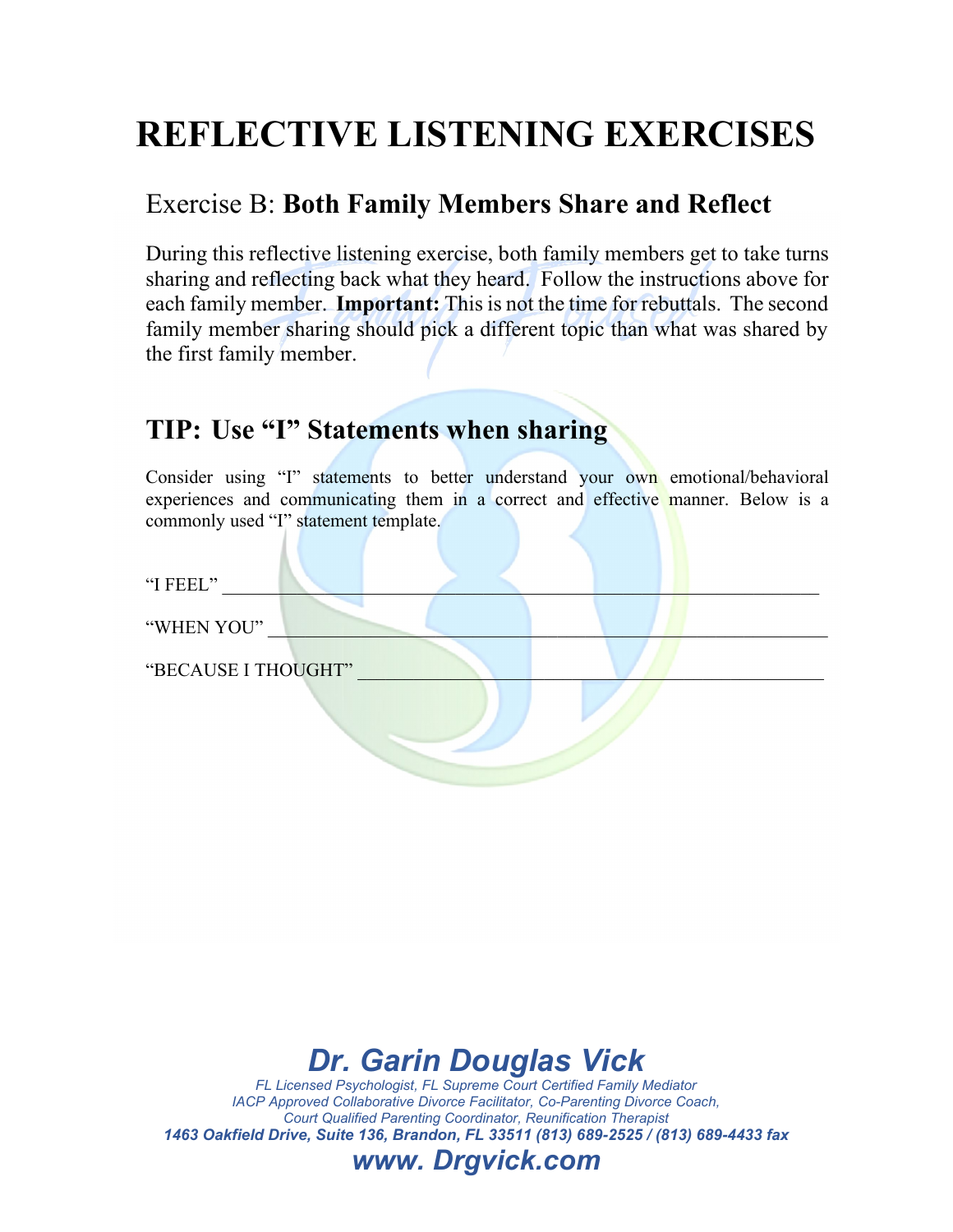# REFLECTIVE LISTENING EXERCISES

## Exercise B: **Both Family Members Share and Reflect**

During this reflective listening exercise, both family members get to take turns sharing and reflecting back what they heard. Follow the instructions above for each family member. **Important:** This is not the time for rebuttals. The second family member sharing should pick a different topic than what was shared by the first family member.

## TIP: Use "I" Statements when sharing

Consider using "I" statements to better understand your own emotional/behavioral experiences and communicating them in a correct and effective manner. Below is a commonly used "I" statement template.

"I FEEL" ___________________________________________________________

"WHEN YOU" ________________________________________________________

"BECAUSE I THOUGHT" _______________________________________________

**Dr. Garin Douglas Vick**

*FL Licensed Psychologist, FL Supreme Court Certified Family Mediator*
*IACP Approved Collaborative Divorce Facilitator, Co-Parenting Divorce Coach,*
*Court Qualified Parenting Coordinator, Reunification Therapist*
***1463 Oakfield Drive, Suite 136, Brandon, FL 33511 (813) 689-2525 / (813) 689-4433 fax***

***www. Drgvick.com***